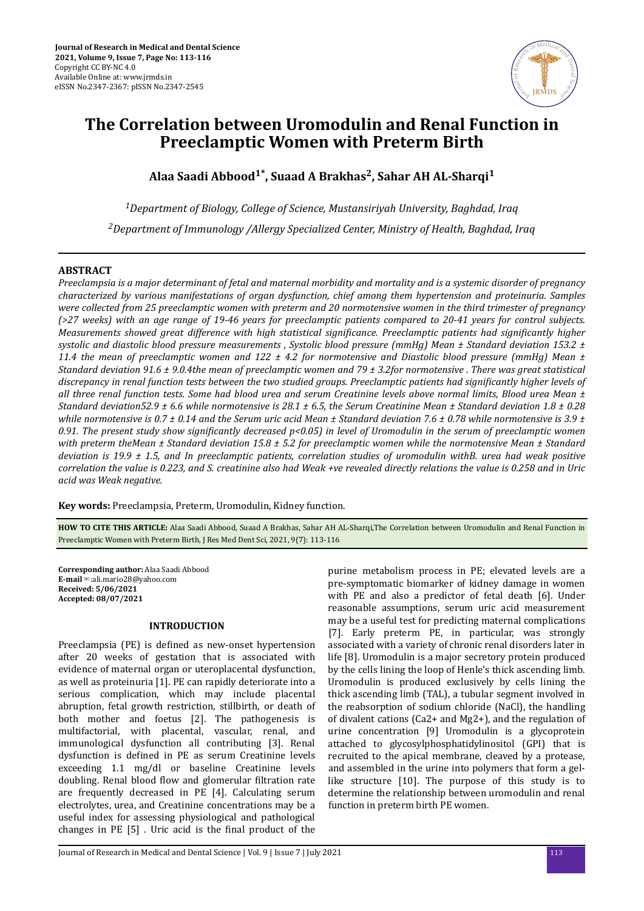**Journal of Research in Medical and Dental Science**
**2021, Volume 9, Issue 7, Page No: 113-116**
Copyright CC BY-NC 4.0
Available Online at: www.jrmds.in
eISSN No.2347-2367: pISSN No.2347-2545

# The Correlation between Uromodulin and Renal Function in Preeclamptic Women with Preterm Birth

**Alaa Saadi Abbood[1*], Suaad A Brakhas[2], Sahar AH AL-Sharqi[1]**

*[1]Department of Biology, College of Science, Mustansiriyah University, Baghdad, Iraq*

*[2]Department of Immunology /Allergy Specialized Center, Ministry of Health, Baghdad, Iraq*

## ABSTRACT

*Preeclampsia is a major determinant of fetal and maternal morbidity and mortality and is a systemic disorder of pregnancy characterized by various manifestations of organ dysfunction, chief among them hypertension and proteinuria. Samples were collected from 25 preeclamptic women with preterm and 20 normotensive women in the third trimester of pregnancy (>27 weeks) with an age range of 19-46 years for preeclamptic patients compared to 20-41 years for control subjects. Measurements showed great difference with high statistical significance. Preeclamptic patients had significantly higher systolic and diastolic blood pressure measurements , Systolic blood pressure (mmHg) Mean ± Standard deviation 153.2 ± 11.4 the mean of preeclamptic women and 122 ± 4.2 for normotensive and Diastolic blood pressure (mmHg) Mean ± Standard deviation 91.6 ± 9.0.4the mean of preeclamptic women and 79 ± 3.2for normotensive . There was great statistical discrepancy in renal function tests between the two studied groups. Preeclamptic patients had significantly higher levels of all three renal function tests. Some had blood urea and serum Creatinine levels above normal limits, Blood urea Mean ± Standard deviation52.9 ± 6.6 while normotensive is 28.1 ± 6.5, the Serum Creatinine Mean ± Standard deviation 1.8 ± 0.28 while normotensive is 0.7 ± 0.14 and the Serum uric acid Mean ± Standard deviation 7.6 ± 0.78 while normotensive is 3.9 ± 0.91. The present study show significantly decreased p<0.05) in level of Uromodulin in the serum of preeclamptic women with preterm theMean ± Standard deviation 15.8 ± 5.2 for preeclamptic women while the normotensive Mean ± Standard deviation is 19.9 ± 1.5, and In preeclamptic patients, correlation studies of uromodulin withB. urea had weak positive correlation the value is 0.223, and S. creatinine also had Weak +ve revealed directly relations the value is 0.258 and in Uric acid was Weak negative.*

**Key words:** Preeclampsia, Preterm, Uromodulin, Kidney function.

**HOW TO CITE THIS ARTICLE:** Alaa Saadi Abbood, Suaad A Brakhas, Sahar AH AL-Sharqi,The Correlation between Uromodulin and Renal Function in Preeclamptic Women with Preterm Birth, J Res Med Dent Sci, 2021, 9(7): 113-116

**Corresponding author:** Alaa Saadi Abbood
**E-mail**✉:ali.mario28@yahoo.com
**Received: 5/06/2021**
**Accepted: 08/07/2021**

## INTRODUCTION

Preeclampsia (PE) is defined as new-onset hypertension after 20 weeks of gestation that is associated with evidence of maternal organ or uteroplacental dysfunction, as well as proteinuria [1]. PE can rapidly deteriorate into a serious complication, which may include placental abruption, fetal growth restriction, stillbirth, or death of both mother and foetus [2]. The pathogenesis is multifactorial, with placental, vascular, renal, and immunological dysfunction all contributing [3]. Renal dysfunction is defined in PE as serum Creatinine levels exceeding 1.1 mg/dl or baseline Creatinine levels doubling. Renal blood flow and glomerular filtration rate are frequently decreased in PE [4]. Calculating serum electrolytes, urea, and Creatinine concentrations may be a useful index for assessing physiological and pathological changes in PE [5] . Uric acid is the final product of the purine metabolism process in PE; elevated levels are a pre-symptomatic biomarker of kidney damage in women with PE and also a predictor of fetal death [6]. Under reasonable assumptions, serum uric acid measurement may be a useful test for predicting maternal complications [7]. Early preterm PE, in particular, was strongly associated with a variety of chronic renal disorders later in life [8]. Uromodulin is a major secretory protein produced by the cells lining the loop of Henle's thick ascending limb. Uromodulin is produced exclusively by cells lining the thick ascending limb (TAL), a tubular segment involved in the reabsorption of sodium chloride (NaCl), the handling of divalent cations ($Ca^{2+}$ and $Mg^{2+}$), and the regulation of urine concentration [9] Uromodulin is a glycoprotein attached to glycosylphosphatidylinositol (GPI) that is recruited to the apical membrane, cleaved by a protease, and assembled in the urine into polymers that form a gel-like structure [10]. The purpose of this study is to determine the relationship between uromodulin and renal function in preterm birth PE women.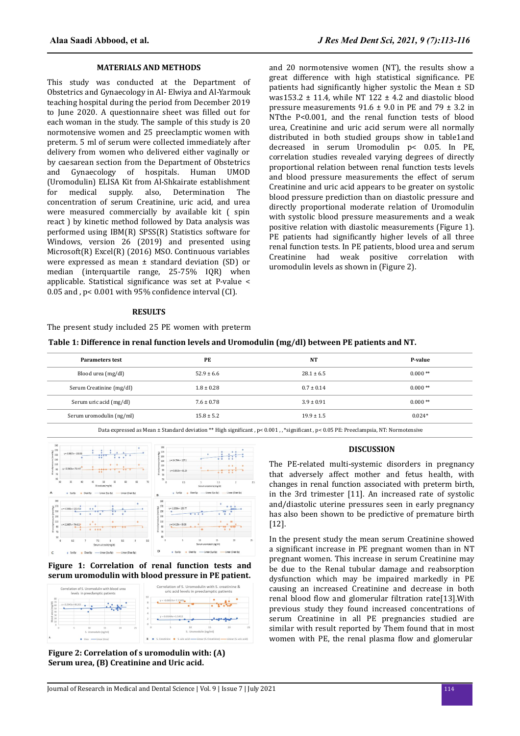## MATERIALS AND METHODS

This study was conducted at the Department of Obstetrics and Gynaecology in Al- Elwiya and Al-Yarmouk teaching hospital during the period from December 2019 to June 2020. A questionnaire sheet was filled out for each woman in the study. The sample of this study is 20 normotensive women and 25 preeclamptic women with preterm. 5 ml of serum were collected immediately after delivery from women who delivered either vaginally or by caesarean section from the Department of Obstetrics and Gynaecology of hospitals. Human UMOD (Uromodulin) ELISA Kit from Al-Shkairate establishment for medical supply. also, Determination The concentration of serum Creatinine, uric acid, and urea were measured commercially by available kit ( spin react ) by kinetic method followed by Data analysis was performed using IBM(R) SPSS(R) Statistics software for Windows, version 26 (2019) and presented using Microsoft(R) Excel(R) (2016) MSO. Continuous variables were expressed as mean ± standard deviation (SD) or median (interquartile range, 25-75% IQR) when applicable. Statistical significance was set at P-value < 0.05 and , p< 0.001 with 95% confidence interval (CI).

## RESULTS

The present study included 25 PE women with preterm and 20 normotensive women (NT), the results show a great difference with high statistical significance. PE patients had significantly higher systolic the Mean ± SD was153.2 ± 11.4, while NT 122 ± 4.2 and diastolic blood pressure measurements 91.6 ± 9.0 in PE and 79 ± 3.2 in NTthe P<0.001, and the renal function tests of blood urea, Creatinine and uric acid serum were all normally distributed in both studied groups show in table1and decreased in serum Uromodulin p< 0.05. In PE, correlation studies revealed varying degrees of directly proportional relation between renal function tests levels and blood pressure measurements the effect of serum Creatinine and uric acid appears to be greater on systolic blood pressure prediction than on diastolic pressure and directly proportional moderate relation of Uromodulin with systolic blood pressure measurements and a weak positive relation with diastolic measurements (Figure 1). PE patients had significantly higher levels of all three renal function tests. In PE patients, blood urea and serum Creatinine had weak positive correlation with uromodulin levels as shown in (Figure 2).

**Table 1: Difference in renal function levels and Uromodulin (mg/dl) between PE patients and NT.**

| Parameters test | PE | NT | P-value |
|---|---|---|---|
| Blood urea (mg/dl) | 52.9 ± 6.6 | 28.1 ± 6.5 | 0.000 ** |
| Serum Creatinine (mg/dl) | 1.8 ± 0.28 | 0.7 ± 0.14 | 0.000 ** |
| Serum uric acid (mg/dl) | 7.6 ± 0.78 | 3.9 ± 0.91 | 0.000 ** |
| Serum uromodulin (ng/ml) | 15.8 ± 5.2 | 19.9 ± 1.5 | 0.024* |

Data expressed as Mean ± Standard deviation ** High significant , p< 0.001 , ,*significant , p< 0.05 PE: Preeclampsia, NT: Normotensive

**Figure 1: Correlation of renal function tests and serum uromodulin with blood pressure in PE patient.**

**Figure 2: Correlation of s uromodulin with: (A) Serum urea, (B) Creatinine and Uric acid.**

## DISCUSSION

The PE-related multi-systemic disorders in pregnancy that adversely affect mother and fetus health, with changes in renal function associated with preterm birth, in the 3rd trimester [11]. An increased rate of systolic and/or diastolic uterine pressures seen in early pregnancy has also been shown to be predictive of premature birth [12].

In the present study the mean serum Creatinine showed a significant increase in PE pregnant women than in NT pregnant women. This increase in serum Creatinine may be due to the Renal tubular damage and reabsorption dysfunction which may be impaired markedly in PE causing an increased Creatinine and decrease in both renal blood flow and glomerular filtration rate[13].With previous study they found increased concentrations of serum Creatinine in all PE pregnancies studied are similar with result reported by Them found that in most women with PE, the renal plasma flow and glomerular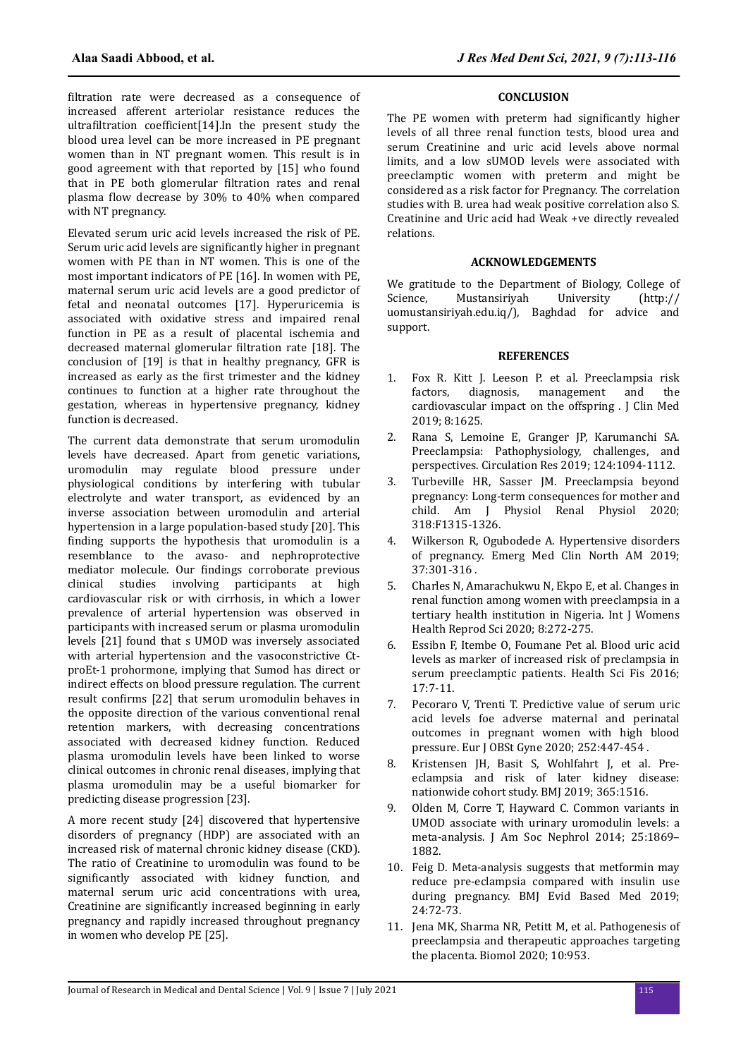filtration rate were decreased as a consequence of increased afferent arteriolar resistance reduces the ultrafiltration coefficient[14].In the present study the blood urea level can be more increased in PE pregnant women than in NT pregnant women. This result is in good agreement with that reported by [15] who found that in PE both glomerular filtration rates and renal plasma flow decrease by 30% to 40% when compared with NT pregnancy.

Elevated serum uric acid levels increased the risk of PE. Serum uric acid levels are significantly higher in pregnant women with PE than in NT women. This is one of the most important indicators of PE [16]. In women with PE, maternal serum uric acid levels are a good predictor of fetal and neonatal outcomes [17]. Hyperuricemia is associated with oxidative stress and impaired renal function in PE as a result of placental ischemia and decreased maternal glomerular filtration rate [18]. The conclusion of [19] is that in healthy pregnancy, GFR is increased as early as the first trimester and the kidney continues to function at a higher rate throughout the gestation, whereas in hypertensive pregnancy, kidney function is decreased.

The current data demonstrate that serum uromodulin levels have decreased. Apart from genetic variations, uromodulin may regulate blood pressure under physiological conditions by interfering with tubular electrolyte and water transport, as evidenced by an inverse association between uromodulin and arterial hypertension in a large population-based study [20]. This finding supports the hypothesis that uromodulin is a resemblance to the avaso- and nephroprotective mediator molecule. Our findings corroborate previous clinical studies involving participants at high cardiovascular risk or with cirrhosis, in which a lower prevalence of arterial hypertension was observed in participants with increased serum or plasma uromodulin levels [21] found that s UMOD was inversely associated with arterial hypertension and the vasoconstrictive Ct-proEt-1 prohormone, implying that Sumod has direct or indirect effects on blood pressure regulation. The current result confirms [22] that serum uromodulin behaves in the opposite direction of the various conventional renal retention markers, with decreasing concentrations associated with decreased kidney function. Reduced plasma uromodulin levels have been linked to worse clinical outcomes in chronic renal diseases, implying that plasma uromodulin may be a useful biomarker for predicting disease progression [23].

A more recent study [24] discovered that hypertensive disorders of pregnancy (HDP) are associated with an increased risk of maternal chronic kidney disease (CKD). The ratio of Creatinine to uromodulin was found to be significantly associated with kidney function, and maternal serum uric acid concentrations with urea, Creatinine are significantly increased beginning in early pregnancy and rapidly increased throughout pregnancy in women who develop PE [25].

## CONCLUSION

The PE women with preterm had significantly higher levels of all three renal function tests, blood urea and serum Creatinine and uric acid levels above normal limits, and a low sUMOD levels were associated with preeclamptic women with preterm and might be considered as a risk factor for Pregnancy. The correlation studies with B. urea had weak positive correlation also S. Creatinine and Uric acid had Weak +ve directly revealed relations.

## ACKNOWLEDGEMENTS

We gratitude to the Department of Biology, College of Science, Mustansiriyah University (http://uomustansiriyah.edu.iq/), Baghdad for advice and support.

## REFERENCES

1. Fox R. Kitt J. Leeson P. et al. Preeclampsia risk factors, diagnosis, management and the cardiovascular impact on the offspring . J Clin Med 2019; 8:1625.
2. Rana S, Lemoine E, Granger JP, Karumanchi SA. Preeclampsia: Pathophysiology, challenges, and perspectives. Circulation Res 2019; 124:1094-1112.
3. Turbeville HR, Sasser JM. Preeclampsia beyond pregnancy: Long-term consequences for mother and child. Am J Physiol Renal Physiol 2020; 318:F1315-1326.
4. Wilkerson R, Ogubodede A. Hypertensive disorders of pregnancy. Emerg Med Clin North AM 2019; 37:301-316 .
5. Charles N, Amarachukwu N, Ekpo E, et al. Changes in renal function among women with preeclampsia in a tertiary health institution in Nigeria. Int J Womens Health Reprod Sci 2020; 8:272-275.
6. Essibn F, Itembe O, Foumane Pet al. Blood uric acid levels as marker of increased risk of preclampsia in serum preeclamptic patients. Health Sci Fis 2016; 17:7-11.
7. Pecoraro V, Trenti T. Predictive value of serum uric acid levels foe adverse maternal and perinatal outcomes in pregnant women with high blood pressure. Eur J OBSt Gyne 2020; 252:447-454 .
8. Kristensen JH, Basit S, Wohlfahrt J, et al. Pre-eclampsia and risk of later kidney disease: nationwide cohort study. BMJ 2019; 365:1516.
9. Olden M, Corre T, Hayward C. Common variants in UMOD associate with urinary uromodulin levels: a meta-analysis. J Am Soc Nephrol 2014; 25:1869–1882.
10. Feig D. Meta-analysis suggests that metformin may reduce pre-eclampsia compared with insulin use during pregnancy. BMJ Evid Based Med 2019; 24:72-73.
11. Jena MK, Sharma NR, Petitt M, et al. Pathogenesis of preeclampsia and therapeutic approaches targeting the placenta. Biomol 2020; 10:953.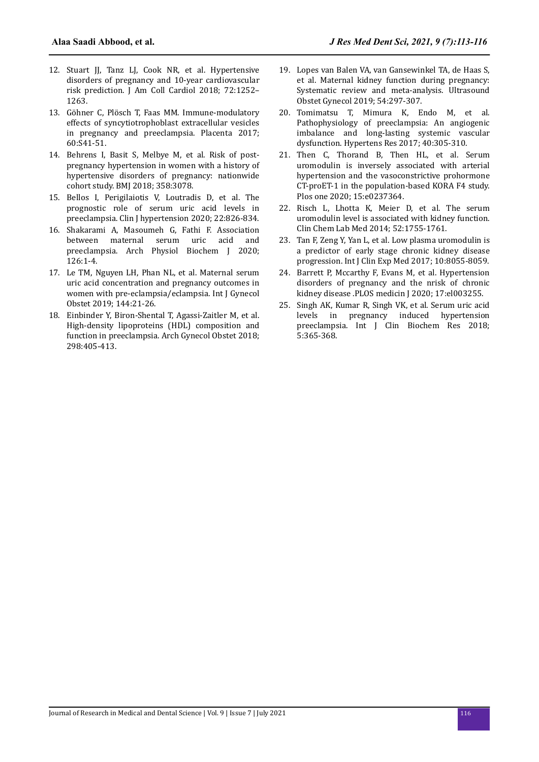12. Stuart JJ, Tanz LJ, Cook NR, et al. Hypertensive disorders of pregnancy and 10-year cardiovascular risk prediction. J Am Coll Cardiol 2018; 72:1252–1263.
13. Göhner C, Plösch T, Faas MM. Immune-modulatory effects of syncytiotrophoblast extracellular vesicles in pregnancy and preeclampsia. Placenta 2017; 60:S41-51.
14. Behrens I, Basit S, Melbye M, et al. Risk of post-pregnancy hypertension in women with a history of hypertensive disorders of pregnancy: nationwide cohort study. BMJ 2018; 358:3078.
15. Bellos I, Perigilaiotis V, Loutradis D, et al. The prognostic role of serum uric acid levels in preeclampsia. Clin J hypertension 2020; 22:826-834.
16. Shakarami A, Masoumeh G, Fathi F. Association between maternal serum uric acid and preeclampsia. Arch Physiol Biochem J 2020; 126:1-4.
17. Le TM, Nguyen LH, Phan NL, et al. Maternal serum uric acid concentration and pregnancy outcomes in women with pre-eclampsia/eclampsia. Int J Gynecol Obstet 2019; 144:21-26.
18. Einbinder Y, Biron-Shental T, Agassi-Zaitler M, et al. High-density lipoproteins (HDL) composition and function in preeclampsia. Arch Gynecol Obstet 2018; 298:405-413.
19. Lopes van Balen VA, van Gansewinkel TA, de Haas S, et al. Maternal kidney function during pregnancy: Systematic review and meta-analysis. Ultrasound Obstet Gynecol 2019; 54:297-307.
20. Tomimatsu T, Mimura K, Endo M, et al. Pathophysiology of preeclampsia: An angiogenic imbalance and long-lasting systemic vascular dysfunction. Hypertens Res 2017; 40:305-310.
21. Then C, Thorand B, Then HL, et al. Serum uromodulin is inversely associated with arterial hypertension and the vasoconstrictive prohormone CT-proET-1 in the population-based KORA F4 study. Plos one 2020; 15:e0237364.
22. Risch L, Lhotta K, Meier D, et al. The serum uromodulin level is associated with kidney function. Clin Chem Lab Med 2014; 52:1755-1761.
23. Tan F, Zeng Y, Yan L, et al. Low plasma uromodulin is a predictor of early stage chronic kidney disease progression. Int J Clin Exp Med 2017; 10:8055-8059.
24. Barrett P, Mccarthy F, Evans M, et al. Hypertension disorders of pregnancy and the nrisk of chronic kidney disease .PLOS medicin J 2020; 17:el003255.
25. Singh AK, Kumar R, Singh VK, et al. Serum uric acid levels in pregnancy induced hypertension preeclampsia. Int J Clin Biochem Res 2018; 5:365-368.